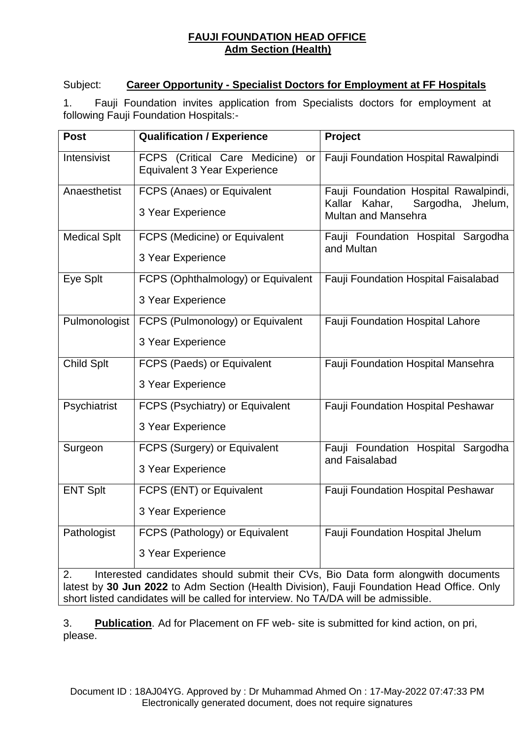**FAUJI FOUNDATION HEAD OFFICE**
**Adm Section (Health)**

Subject: **Career Opportunity - Specialist Doctors for Employment at FF Hospitals**

1. Fauji Foundation invites application from Specialists doctors for employment at following Fauji Foundation Hospitals:-

| Post | Qualification / Experience | Project |
|---|---|---|
| Intensivist | FCPS (Critical Care Medicine) or Equivalent 3 Year Experience | Fauji Foundation Hospital Rawalpindi |
| Anaesthetist | FCPS (Anaes) or Equivalent<br>3 Year Experience | Fauji Foundation Hospital Rawalpindi, Kallar Kahar, Sargodha, Jhelum, Multan and Mansehra |
| Medical Splt | FCPS (Medicine) or Equivalent<br>3 Year Experience | Fauji Foundation Hospital Sargodha and Multan |
| Eye Splt | FCPS (Ophthalmology) or Equivalent<br>3 Year Experience | Fauji Foundation Hospital Faisalabad |
| Pulmonologist | FCPS (Pulmonology) or Equivalent<br>3 Year Experience | Fauji Foundation Hospital Lahore |
| Child Splt | FCPS (Paeds) or Equivalent<br>3 Year Experience | Fauji Foundation Hospital Mansehra |
| Psychiatrist | FCPS (Psychiatry) or Equivalent<br>3 Year Experience | Fauji Foundation Hospital Peshawar |
| Surgeon | FCPS (Surgery) or Equivalent<br>3 Year Experience | Fauji Foundation Hospital Sargodha and Faisalabad |
| ENT Splt | FCPS (ENT) or Equivalent<br>3 Year Experience | Fauji Foundation Hospital Peshawar |
| Pathologist | FCPS (Pathology) or Equivalent<br>3 Year Experience | Fauji Foundation Hospital Jhelum |

2. Interested candidates should submit their CVs, Bio Data form alongwith documents latest by **30 Jun 2022** to Adm Section (Health Division), Fauji Foundation Head Office. Only short listed candidates will be called for interview. No TA/DA will be admissible.

3. **Publication**. Ad for Placement on FF web- site is submitted for kind action, on pri, please.

Document ID : 18AJ04YG. Approved by : Dr Muhammad Ahmed On : 17-May-2022 07:47:33 PM
Electronically generated document, does not require signatures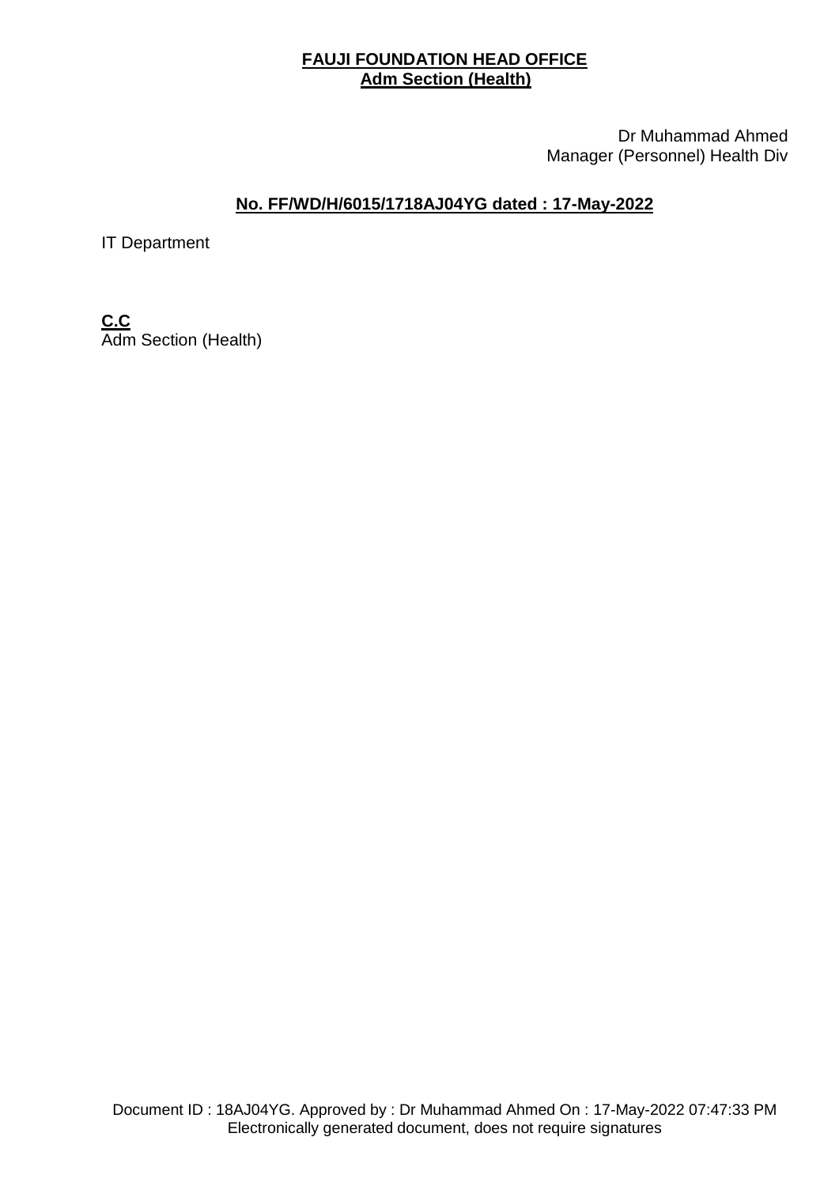**FAUJI FOUNDATION HEAD OFFICE**
**Adm Section (Health)**

Dr Muhammad Ahmed
Manager (Personnel) Health Div

**No. FF/WD/H/6015/1718AJ04YG dated : 17-May-2022**

IT Department

**C.C**
Adm Section (Health)

Document ID : 18AJ04YG. Approved by : Dr Muhammad Ahmed On : 17-May-2022 07:47:33 PM
Electronically generated document, does not require signatures